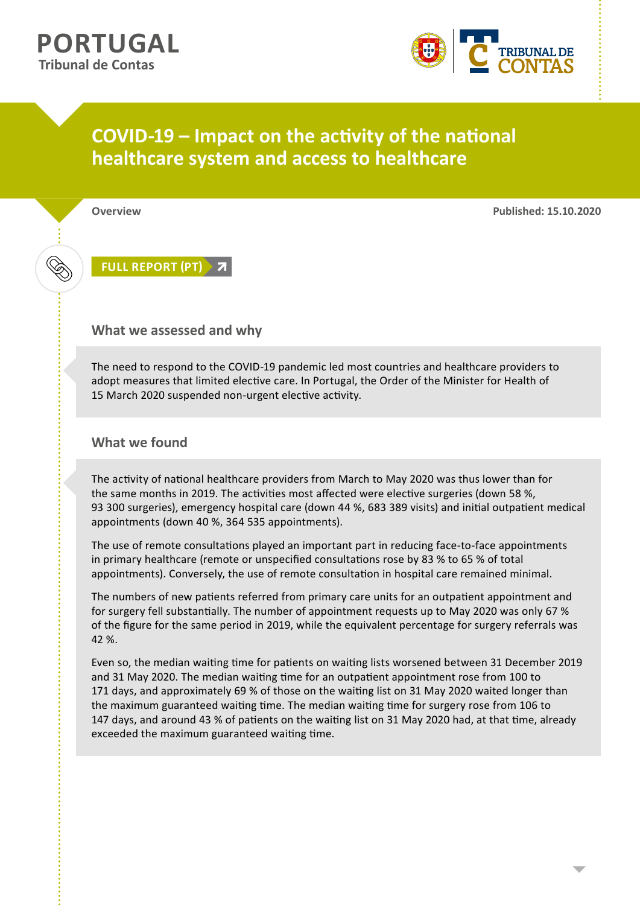**PORTUGAL**
**Tribunal de Contas**

# COVID-19 – Impact on the activity of the national healthcare system and access to healthcare

**Overview** | **Published: 15.10.2020**

**FULL REPORT (PT)**

## What we assessed and why

The need to respond to the COVID-19 pandemic led most countries and healthcare providers to adopt measures that limited elective care. In Portugal, the Order of the Minister for Health of 15 March 2020 suspended non-urgent elective activity.

## What we found

The activity of national healthcare providers from March to May 2020 was thus lower than for the same months in 2019. The activities most affected were elective surgeries (down 58 %, 93 300 surgeries), emergency hospital care (down 44 %, 683 389 visits) and initial outpatient medical appointments (down 40 %, 364 535 appointments).

The use of remote consultations played an important part in reducing face-to-face appointments in primary healthcare (remote or unspecified consultations rose by 83 % to 65 % of total appointments). Conversely, the use of remote consultation in hospital care remained minimal.

The numbers of new patients referred from primary care units for an outpatient appointment and for surgery fell substantially. The number of appointment requests up to May 2020 was only 67 % of the figure for the same period in 2019, while the equivalent percentage for surgery referrals was 42 %.

Even so, the median waiting time for patients on waiting lists worsened between 31 December 2019 and 31 May 2020. The median waiting time for an outpatient appointment rose from 100 to 171 days, and approximately 69 % of those on the waiting list on 31 May 2020 waited longer than the maximum guaranteed waiting time. The median waiting time for surgery rose from 106 to 147 days, and around 43 % of patients on the waiting list on 31 May 2020 had, at that time, already exceeded the maximum guaranteed waiting time.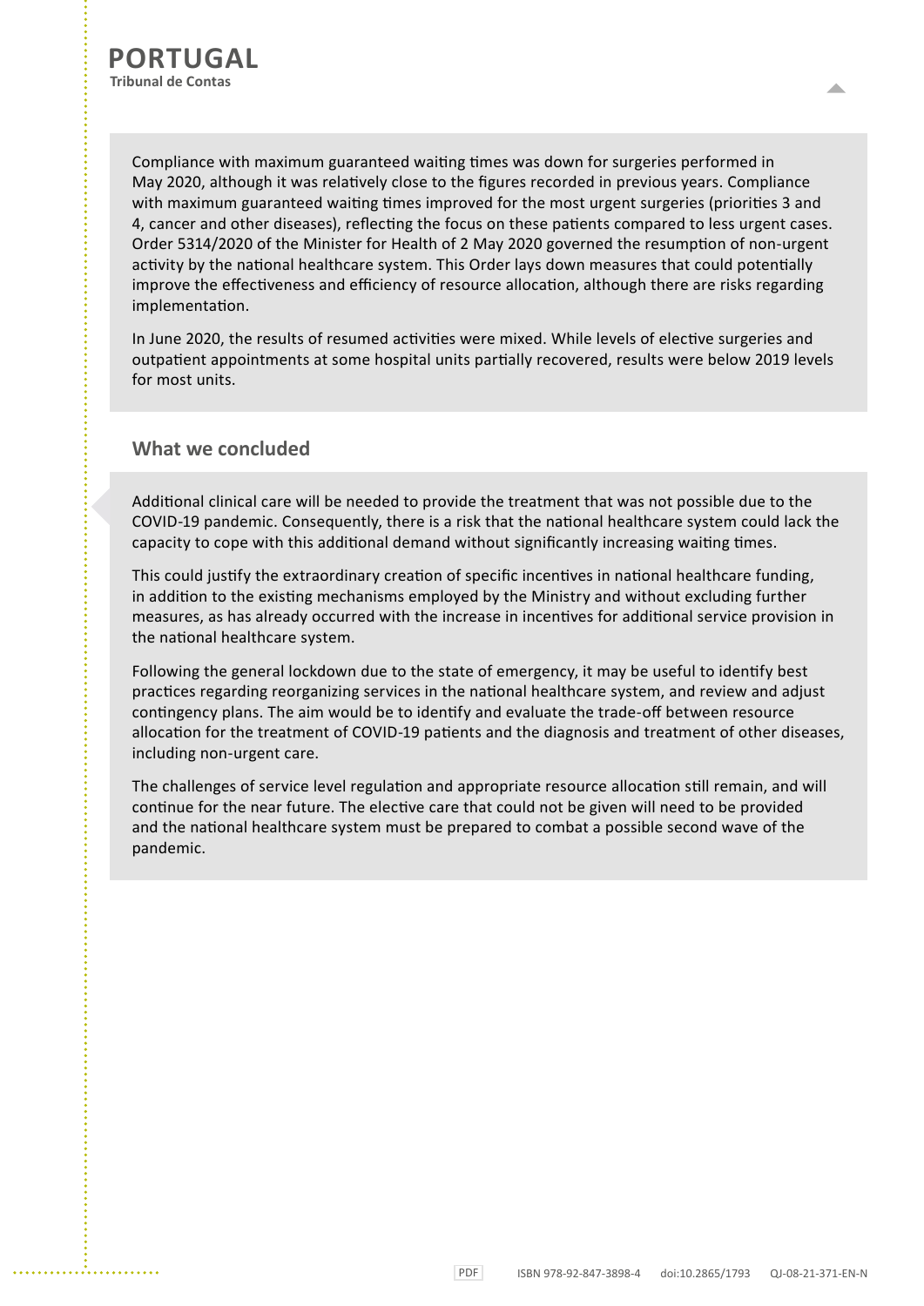**PORTUGAL**
**Tribunal de Contas**

Compliance with maximum guaranteed waiting times was down for surgeries performed in May 2020, although it was relatively close to the figures recorded in previous years. Compliance with maximum guaranteed waiting times improved for the most urgent surgeries (priorities 3 and 4, cancer and other diseases), reflecting the focus on these patients compared to less urgent cases. Order 5314/2020 of the Minister for Health of 2 May 2020 governed the resumption of non-urgent activity by the national healthcare system. This Order lays down measures that could potentially improve the effectiveness and efficiency of resource allocation, although there are risks regarding implementation.

In June 2020, the results of resumed activities were mixed. While levels of elective surgeries and outpatient appointments at some hospital units partially recovered, results were below 2019 levels for most units.

## What we concluded

Additional clinical care will be needed to provide the treatment that was not possible due to the COVID-19 pandemic. Consequently, there is a risk that the national healthcare system could lack the capacity to cope with this additional demand without significantly increasing waiting times.

This could justify the extraordinary creation of specific incentives in national healthcare funding, in addition to the existing mechanisms employed by the Ministry and without excluding further measures, as has already occurred with the increase in incentives for additional service provision in the national healthcare system.

Following the general lockdown due to the state of emergency, it may be useful to identify best practices regarding reorganizing services in the national healthcare system, and review and adjust contingency plans. The aim would be to identify and evaluate the trade-off between resource allocation for the treatment of COVID-19 patients and the diagnosis and treatment of other diseases, including non-urgent care.

The challenges of service level regulation and appropriate resource allocation still remain, and will continue for the near future. The elective care that could not be given will need to be provided and the national healthcare system must be prepared to combat a possible second wave of the pandemic.

PDF ISBN 978-92-847-3898-4 doi:10.2865/1793 QJ-08-21-371-EN-N